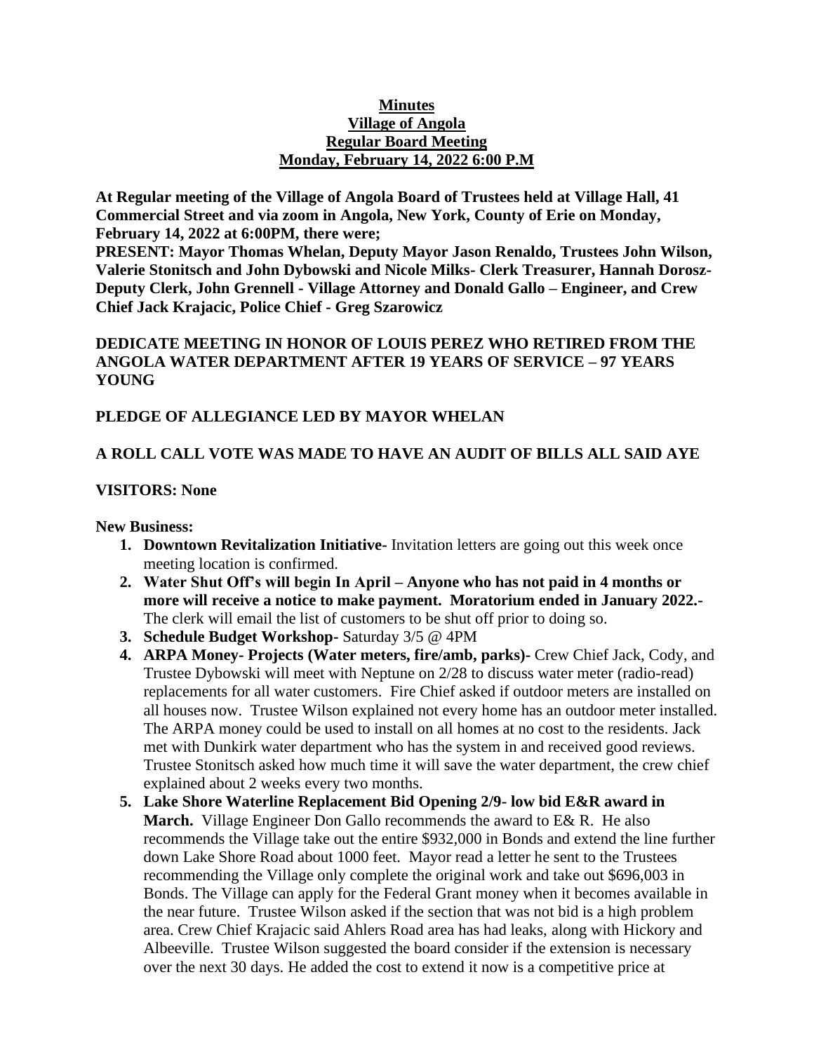**Minutes**
**Village of Angola**
**Regular Board Meeting**
**Monday, February 14, 2022 6:00 P.M**

**At Regular meeting of the Village of Angola Board of Trustees held at Village Hall, 41 Commercial Street and via zoom in Angola, New York, County of Erie on Monday, February 14, 2022 at 6:00PM, there were;**
**PRESENT: Mayor Thomas Whelan, Deputy Mayor Jason Renaldo, Trustees John Wilson, Valerie Stonitsch and John Dybowski and Nicole Milks- Clerk Treasurer, Hannah Dorosz-Deputy Clerk, John Grennell - Village Attorney and Donald Gallo – Engineer, and Crew Chief Jack Krajacic, Police Chief - Greg Szarowicz**

**DEDICATE MEETING IN HONOR OF LOUIS PEREZ WHO RETIRED FROM THE ANGOLA WATER DEPARTMENT AFTER 19 YEARS OF SERVICE – 97 YEARS YOUNG**

**PLEDGE OF ALLEGIANCE LED BY MAYOR WHELAN**

**A ROLL CALL VOTE WAS MADE TO HAVE AN AUDIT OF BILLS ALL SAID AYE**

**VISITORS: None**

**New Business:**

1. **Downtown Revitalization Initiative-** Invitation letters are going out this week once meeting location is confirmed.
2. **Water Shut Off's will begin In April – Anyone who has not paid in 4 months or more will receive a notice to make payment. Moratorium ended in January 2022.-** The clerk will email the list of customers to be shut off prior to doing so.
3. **Schedule Budget Workshop-** Saturday 3/5 @ 4PM
4. **ARPA Money- Projects (Water meters, fire/amb, parks)-** Crew Chief Jack, Cody, and Trustee Dybowski will meet with Neptune on 2/28 to discuss water meter (radio-read) replacements for all water customers. Fire Chief asked if outdoor meters are installed on all houses now. Trustee Wilson explained not every home has an outdoor meter installed. The ARPA money could be used to install on all homes at no cost to the residents. Jack met with Dunkirk water department who has the system in and received good reviews. Trustee Stonitsch asked how much time it will save the water department, the crew chief explained about 2 weeks every two months.
5. **Lake Shore Waterline Replacement Bid Opening 2/9- low bid E&R award in March.** Village Engineer Don Gallo recommends the award to E& R. He also recommends the Village take out the entire $932,000 in Bonds and extend the line further down Lake Shore Road about 1000 feet. Mayor read a letter he sent to the Trustees recommending the Village only complete the original work and take out $696,003 in Bonds. The Village can apply for the Federal Grant money when it becomes available in the near future. Trustee Wilson asked if the section that was not bid is a high problem area. Crew Chief Krajacic said Ahlers Road area has had leaks, along with Hickory and Albeeville. Trustee Wilson suggested the board consider if the extension is necessary over the next 30 days. He added the cost to extend it now is a competitive price at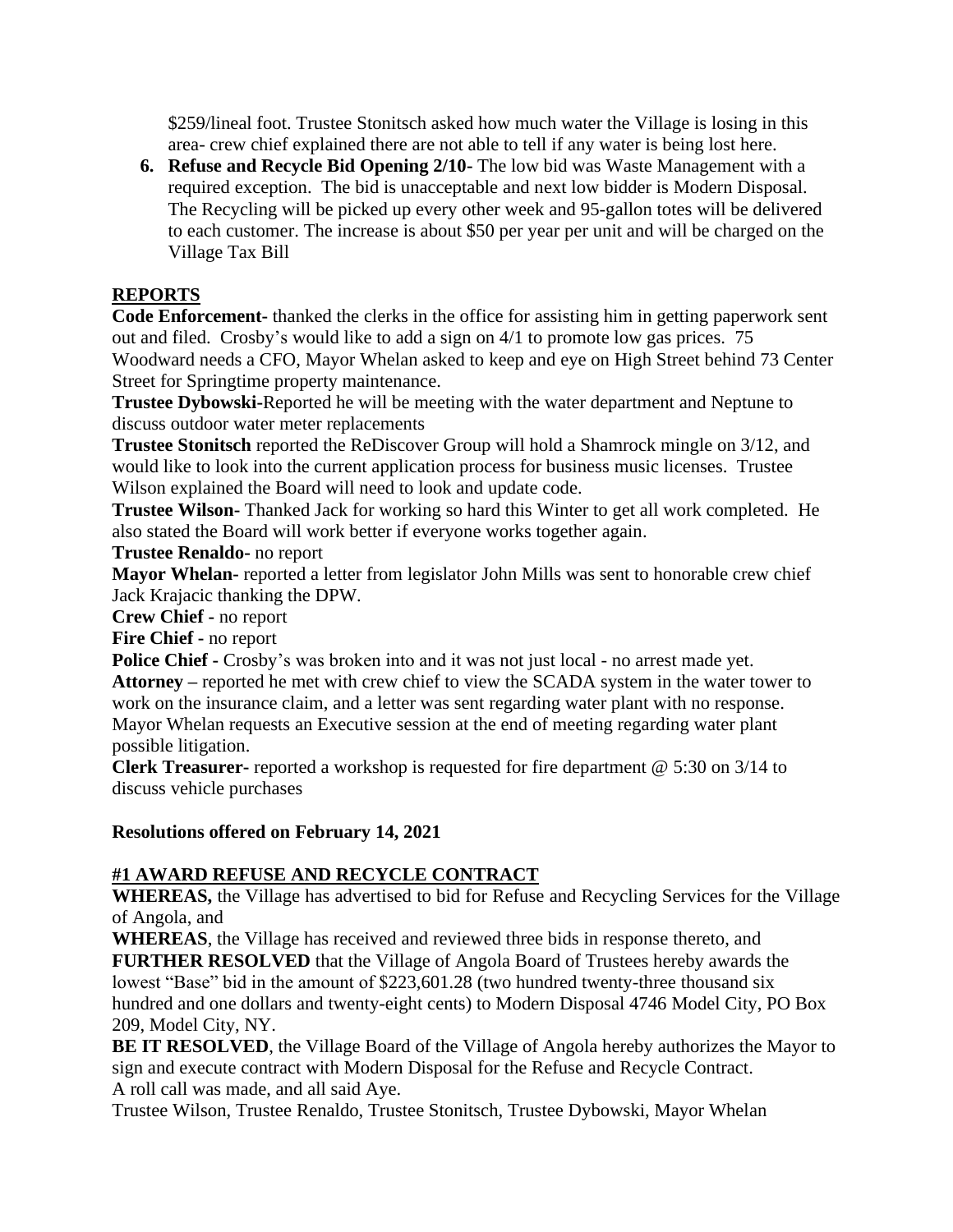$259/lineal foot. Trustee Stonitsch asked how much water the Village is losing in this area- crew chief explained there are not able to tell if any water is being lost here.

6. **Refuse and Recycle Bid Opening 2/10**- The low bid was Waste Management with a required exception. The bid is unacceptable and next low bidder is Modern Disposal. The Recycling will be picked up every other week and 95-gallon totes will be delivered to each customer. The increase is about $50 per year per unit and will be charged on the Village Tax Bill

## REPORTS

**Code Enforcement-** thanked the clerks in the office for assisting him in getting paperwork sent out and filed. Crosby's would like to add a sign on 4/1 to promote low gas prices. 75 Woodward needs a CFO, Mayor Whelan asked to keep and eye on High Street behind 73 Center Street for Springtime property maintenance.

**Trustee Dybowski-**Reported he will be meeting with the water department and Neptune to discuss outdoor water meter replacements

**Trustee Stonitsch** reported the ReDiscover Group will hold a Shamrock mingle on 3/12, and would like to look into the current application process for business music licenses. Trustee Wilson explained the Board will need to look and update code.

**Trustee Wilson-** Thanked Jack for working so hard this Winter to get all work completed. He also stated the Board will work better if everyone works together again.

**Trustee Renaldo-** no report

**Mayor Whelan-** reported a letter from legislator John Mills was sent to honorable crew chief Jack Krajacic thanking the DPW.

**Crew Chief -** no report

**Fire Chief -** no report

**Police Chief -** Crosby's was broken into and it was not just local - no arrest made yet.

**Attorney –** reported he met with crew chief to view the SCADA system in the water tower to work on the insurance claim, and a letter was sent regarding water plant with no response. Mayor Whelan requests an Executive session at the end of meeting regarding water plant possible litigation.

**Clerk Treasurer-** reported a workshop is requested for fire department @ 5:30 on 3/14 to discuss vehicle purchases

### Resolutions offered on February 14, 2021

### #1 AWARD REFUSE AND RECYCLE CONTRACT

**WHEREAS,** the Village has advertised to bid for Refuse and Recycling Services for the Village of Angola, and

**WHEREAS**, the Village has received and reviewed three bids in response thereto, and

**FURTHER RESOLVED** that the Village of Angola Board of Trustees hereby awards the lowest "Base" bid in the amount of $223,601.28 (two hundred twenty-three thousand six hundred and one dollars and twenty-eight cents) to Modern Disposal 4746 Model City, PO Box 209, Model City, NY.

**BE IT RESOLVED**, the Village Board of the Village of Angola hereby authorizes the Mayor to sign and execute contract with Modern Disposal for the Refuse and Recycle Contract.

A roll call was made, and all said Aye.

Trustee Wilson, Trustee Renaldo, Trustee Stonitsch, Trustee Dybowski, Mayor Whelan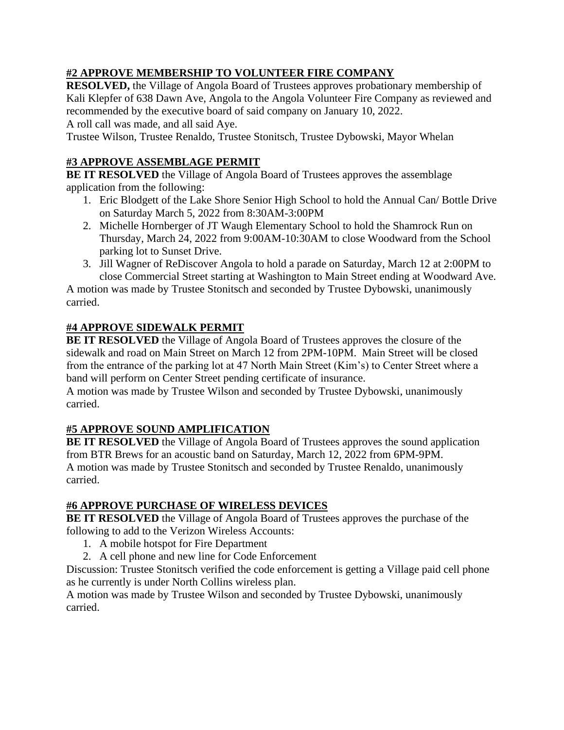**#2 APPROVE MEMBERSHIP TO VOLUNTEER FIRE COMPANY**

**RESOLVED,** the Village of Angola Board of Trustees approves probationary membership of Kali Klepfer of 638 Dawn Ave, Angola to the Angola Volunteer Fire Company as reviewed and recommended by the executive board of said company on January 10, 2022.
A roll call was made, and all said Aye.
Trustee Wilson, Trustee Renaldo, Trustee Stonitsch, Trustee Dybowski, Mayor Whelan

**#3 APPROVE ASSEMBLAGE PERMIT**

**BE IT RESOLVED** the Village of Angola Board of Trustees approves the assemblage application from the following:

1. Eric Blodgett of the Lake Shore Senior High School to hold the Annual Can/ Bottle Drive on Saturday March 5, 2022 from 8:30AM-3:00PM
2. Michelle Hornberger of JT Waugh Elementary School to hold the Shamrock Run on Thursday, March 24, 2022 from 9:00AM-10:30AM to close Woodward from the School parking lot to Sunset Drive.
3. Jill Wagner of ReDiscover Angola to hold a parade on Saturday, March 12 at 2:00PM to close Commercial Street starting at Washington to Main Street ending at Woodward Ave.

A motion was made by Trustee Stonitsch and seconded by Trustee Dybowski, unanimously carried.

**#4 APPROVE SIDEWALK PERMIT**

**BE IT RESOLVED** the Village of Angola Board of Trustees approves the closure of the sidewalk and road on Main Street on March 12 from 2PM-10PM. Main Street will be closed from the entrance of the parking lot at 47 North Main Street (Kim's) to Center Street where a band will perform on Center Street pending certificate of insurance.
A motion was made by Trustee Wilson and seconded by Trustee Dybowski, unanimously carried.

**#5 APPROVE SOUND AMPLIFICATION**

**BE IT RESOLVED** the Village of Angola Board of Trustees approves the sound application from BTR Brews for an acoustic band on Saturday, March 12, 2022 from 6PM-9PM.
A motion was made by Trustee Stonitsch and seconded by Trustee Renaldo, unanimously carried.

**#6 APPROVE PURCHASE OF WIRELESS DEVICES**

**BE IT RESOLVED** the Village of Angola Board of Trustees approves the purchase of the following to add to the Verizon Wireless Accounts:

1. A mobile hotspot for Fire Department
2. A cell phone and new line for Code Enforcement

Discussion: Trustee Stonitsch verified the code enforcement is getting a Village paid cell phone as he currently is under North Collins wireless plan.
A motion was made by Trustee Wilson and seconded by Trustee Dybowski, unanimously carried.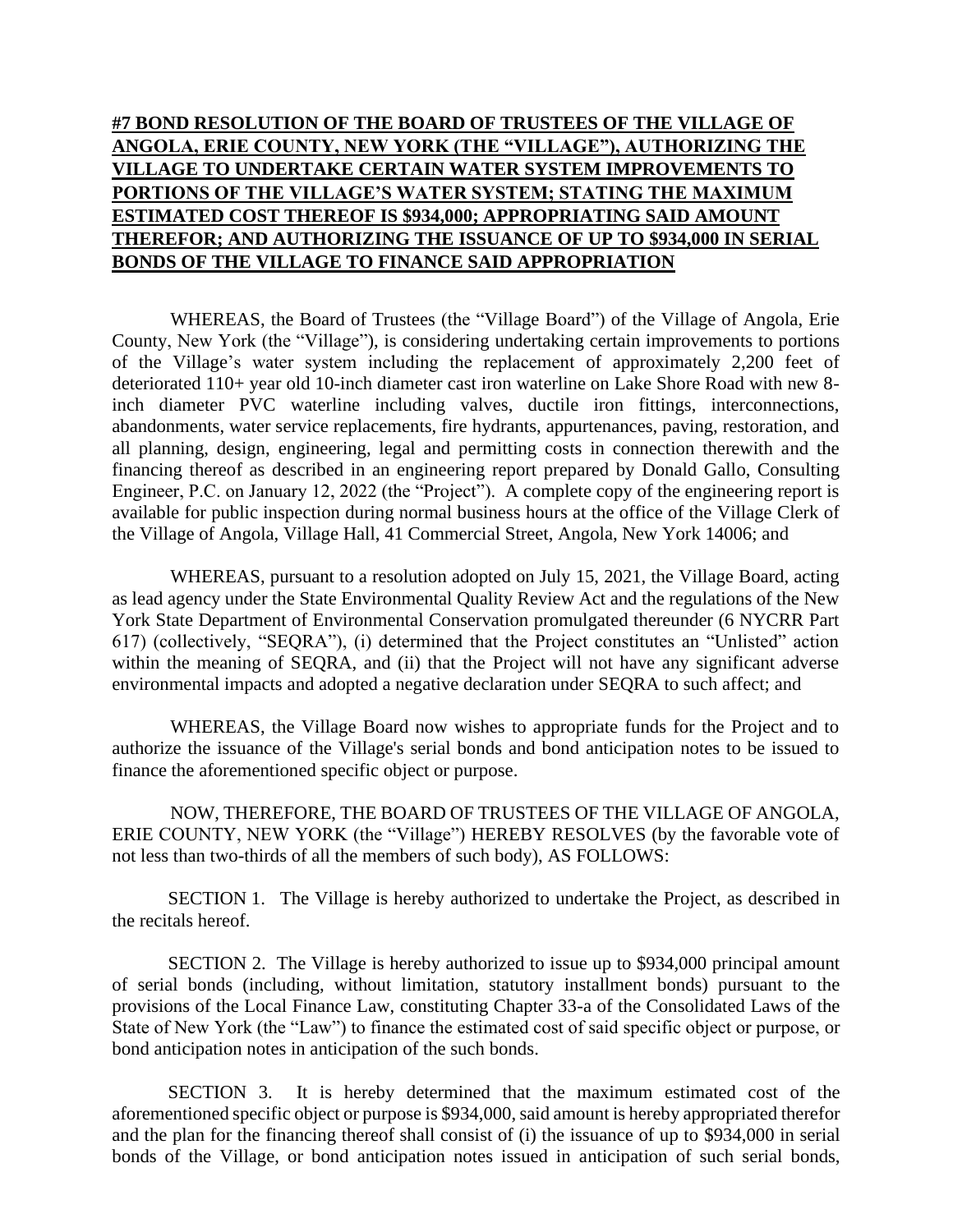**#7 BOND RESOLUTION OF THE BOARD OF TRUSTEES OF THE VILLAGE OF ANGOLA, ERIE COUNTY, NEW YORK (THE "VILLAGE"), AUTHORIZING THE VILLAGE TO UNDERTAKE CERTAIN WATER SYSTEM IMPROVEMENTS TO PORTIONS OF THE VILLAGE'S WATER SYSTEM; STATING THE MAXIMUM ESTIMATED COST THEREOF IS $934,000; APPROPRIATING SAID AMOUNT THEREFOR; AND AUTHORIZING THE ISSUANCE OF UP TO $934,000 IN SERIAL BONDS OF THE VILLAGE TO FINANCE SAID APPROPRIATION**

WHEREAS, the Board of Trustees (the "Village Board") of the Village of Angola, Erie County, New York (the "Village"), is considering undertaking certain improvements to portions of the Village's water system including the replacement of approximately 2,200 feet of deteriorated 110+ year old 10-inch diameter cast iron waterline on Lake Shore Road with new 8-inch diameter PVC waterline including valves, ductile iron fittings, interconnections, abandonments, water service replacements, fire hydrants, appurtenances, paving, restoration, and all planning, design, engineering, legal and permitting costs in connection therewith and the financing thereof as described in an engineering report prepared by Donald Gallo, Consulting Engineer, P.C. on January 12, 2022 (the "Project"). A complete copy of the engineering report is available for public inspection during normal business hours at the office of the Village Clerk of the Village of Angola, Village Hall, 41 Commercial Street, Angola, New York 14006; and

WHEREAS, pursuant to a resolution adopted on July 15, 2021, the Village Board, acting as lead agency under the State Environmental Quality Review Act and the regulations of the New York State Department of Environmental Conservation promulgated thereunder (6 NYCRR Part 617) (collectively, "SEQRA"), (i) determined that the Project constitutes an "Unlisted" action within the meaning of SEQRA, and (ii) that the Project will not have any significant adverse environmental impacts and adopted a negative declaration under SEQRA to such affect; and

WHEREAS, the Village Board now wishes to appropriate funds for the Project and to authorize the issuance of the Village's serial bonds and bond anticipation notes to be issued to finance the aforementioned specific object or purpose.

NOW, THEREFORE, THE BOARD OF TRUSTEES OF THE VILLAGE OF ANGOLA, ERIE COUNTY, NEW YORK (the "Village") HEREBY RESOLVES (by the favorable vote of not less than two-thirds of all the members of such body), AS FOLLOWS:

SECTION 1. The Village is hereby authorized to undertake the Project, as described in the recitals hereof.

SECTION 2. The Village is hereby authorized to issue up to $934,000 principal amount of serial bonds (including, without limitation, statutory installment bonds) pursuant to the provisions of the Local Finance Law, constituting Chapter 33-a of the Consolidated Laws of the State of New York (the "Law") to finance the estimated cost of said specific object or purpose, or bond anticipation notes in anticipation of the such bonds.

SECTION 3. It is hereby determined that the maximum estimated cost of the aforementioned specific object or purpose is $934,000, said amount is hereby appropriated therefor and the plan for the financing thereof shall consist of (i) the issuance of up to $934,000 in serial bonds of the Village, or bond anticipation notes issued in anticipation of such serial bonds,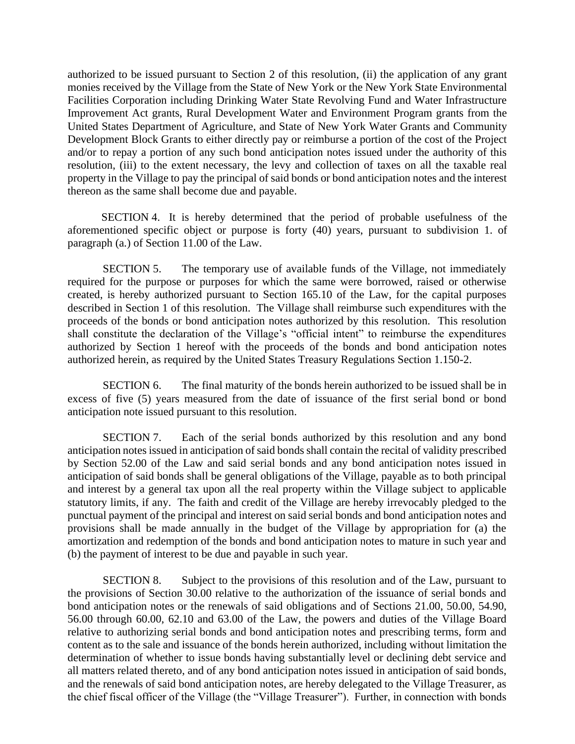authorized to be issued pursuant to Section 2 of this resolution, (ii) the application of any grant monies received by the Village from the State of New York or the New York State Environmental Facilities Corporation including Drinking Water State Revolving Fund and Water Infrastructure Improvement Act grants, Rural Development Water and Environment Program grants from the United States Department of Agriculture, and State of New York Water Grants and Community Development Block Grants to either directly pay or reimburse a portion of the cost of the Project and/or to repay a portion of any such bond anticipation notes issued under the authority of this resolution, (iii) to the extent necessary, the levy and collection of taxes on all the taxable real property in the Village to pay the principal of said bonds or bond anticipation notes and the interest thereon as the same shall become due and payable.

SECTION 4. It is hereby determined that the period of probable usefulness of the aforementioned specific object or purpose is forty (40) years, pursuant to subdivision 1. of paragraph (a.) of Section 11.00 of the Law.

SECTION 5. The temporary use of available funds of the Village, not immediately required for the purpose or purposes for which the same were borrowed, raised or otherwise created, is hereby authorized pursuant to Section 165.10 of the Law, for the capital purposes described in Section 1 of this resolution. The Village shall reimburse such expenditures with the proceeds of the bonds or bond anticipation notes authorized by this resolution. This resolution shall constitute the declaration of the Village's "official intent" to reimburse the expenditures authorized by Section 1 hereof with the proceeds of the bonds and bond anticipation notes authorized herein, as required by the United States Treasury Regulations Section 1.150-2.

SECTION 6. The final maturity of the bonds herein authorized to be issued shall be in excess of five (5) years measured from the date of issuance of the first serial bond or bond anticipation note issued pursuant to this resolution.

SECTION 7. Each of the serial bonds authorized by this resolution and any bond anticipation notes issued in anticipation of said bonds shall contain the recital of validity prescribed by Section 52.00 of the Law and said serial bonds and any bond anticipation notes issued in anticipation of said bonds shall be general obligations of the Village, payable as to both principal and interest by a general tax upon all the real property within the Village subject to applicable statutory limits, if any. The faith and credit of the Village are hereby irrevocably pledged to the punctual payment of the principal and interest on said serial bonds and bond anticipation notes and provisions shall be made annually in the budget of the Village by appropriation for (a) the amortization and redemption of the bonds and bond anticipation notes to mature in such year and (b) the payment of interest to be due and payable in such year.

SECTION 8. Subject to the provisions of this resolution and of the Law, pursuant to the provisions of Section 30.00 relative to the authorization of the issuance of serial bonds and bond anticipation notes or the renewals of said obligations and of Sections 21.00, 50.00, 54.90, 56.00 through 60.00, 62.10 and 63.00 of the Law, the powers and duties of the Village Board relative to authorizing serial bonds and bond anticipation notes and prescribing terms, form and content as to the sale and issuance of the bonds herein authorized, including without limitation the determination of whether to issue bonds having substantially level or declining debt service and all matters related thereto, and of any bond anticipation notes issued in anticipation of said bonds, and the renewals of said bond anticipation notes, are hereby delegated to the Village Treasurer, as the chief fiscal officer of the Village (the "Village Treasurer"). Further, in connection with bonds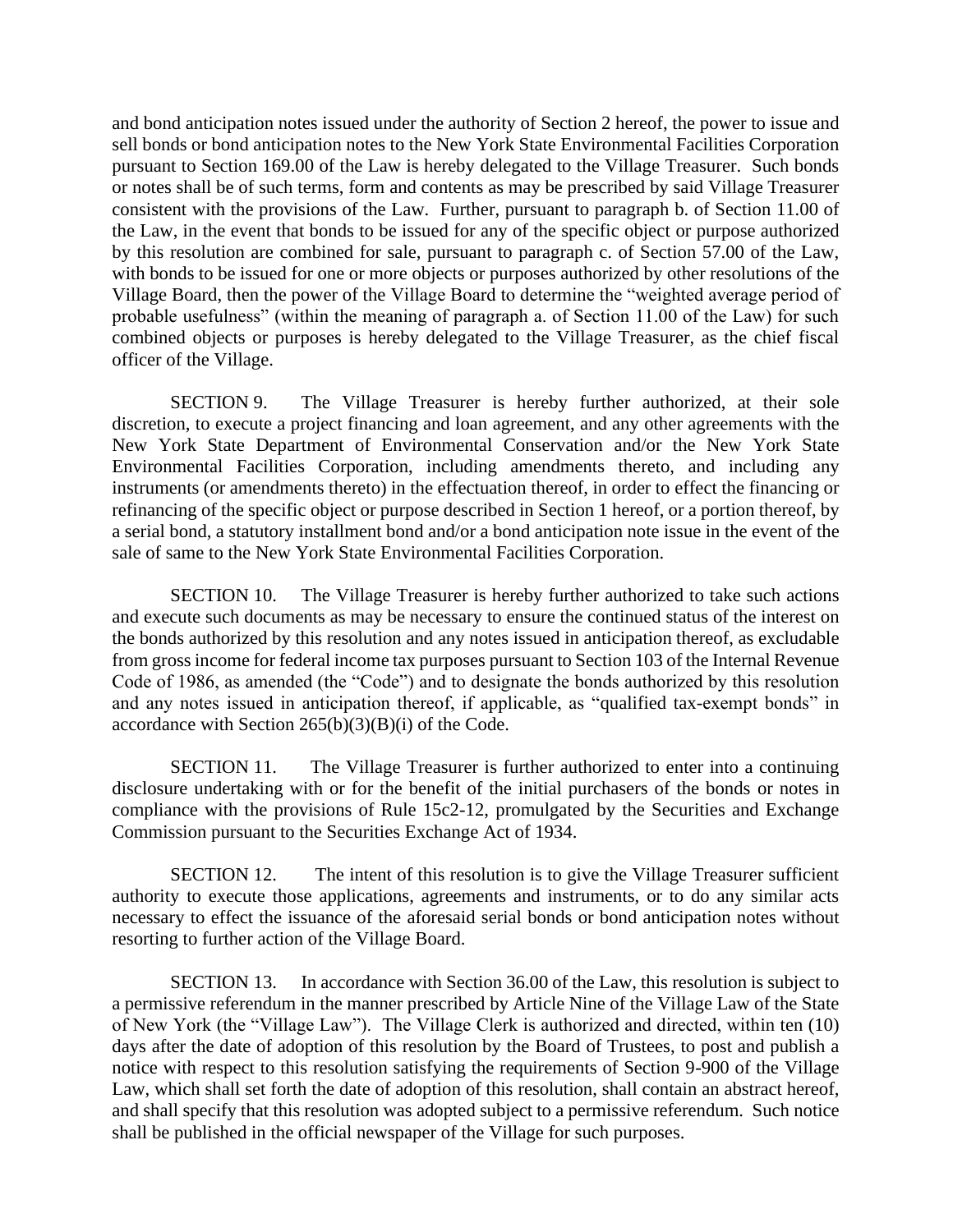and bond anticipation notes issued under the authority of Section 2 hereof, the power to issue and sell bonds or bond anticipation notes to the New York State Environmental Facilities Corporation pursuant to Section 169.00 of the Law is hereby delegated to the Village Treasurer. Such bonds or notes shall be of such terms, form and contents as may be prescribed by said Village Treasurer consistent with the provisions of the Law. Further, pursuant to paragraph b. of Section 11.00 of the Law, in the event that bonds to be issued for any of the specific object or purpose authorized by this resolution are combined for sale, pursuant to paragraph c. of Section 57.00 of the Law, with bonds to be issued for one or more objects or purposes authorized by other resolutions of the Village Board, then the power of the Village Board to determine the "weighted average period of probable usefulness" (within the meaning of paragraph a. of Section 11.00 of the Law) for such combined objects or purposes is hereby delegated to the Village Treasurer, as the chief fiscal officer of the Village.

SECTION 9. The Village Treasurer is hereby further authorized, at their sole discretion, to execute a project financing and loan agreement, and any other agreements with the New York State Department of Environmental Conservation and/or the New York State Environmental Facilities Corporation, including amendments thereto, and including any instruments (or amendments thereto) in the effectuation thereof, in order to effect the financing or refinancing of the specific object or purpose described in Section 1 hereof, or a portion thereof, by a serial bond, a statutory installment bond and/or a bond anticipation note issue in the event of the sale of same to the New York State Environmental Facilities Corporation.

SECTION 10. The Village Treasurer is hereby further authorized to take such actions and execute such documents as may be necessary to ensure the continued status of the interest on the bonds authorized by this resolution and any notes issued in anticipation thereof, as excludable from gross income for federal income tax purposes pursuant to Section 103 of the Internal Revenue Code of 1986, as amended (the "Code") and to designate the bonds authorized by this resolution and any notes issued in anticipation thereof, if applicable, as "qualified tax-exempt bonds" in accordance with Section 265(b)(3)(B)(i) of the Code.

SECTION 11. The Village Treasurer is further authorized to enter into a continuing disclosure undertaking with or for the benefit of the initial purchasers of the bonds or notes in compliance with the provisions of Rule 15c2-12, promulgated by the Securities and Exchange Commission pursuant to the Securities Exchange Act of 1934.

SECTION 12. The intent of this resolution is to give the Village Treasurer sufficient authority to execute those applications, agreements and instruments, or to do any similar acts necessary to effect the issuance of the aforesaid serial bonds or bond anticipation notes without resorting to further action of the Village Board.

SECTION 13. In accordance with Section 36.00 of the Law, this resolution is subject to a permissive referendum in the manner prescribed by Article Nine of the Village Law of the State of New York (the "Village Law"). The Village Clerk is authorized and directed, within ten (10) days after the date of adoption of this resolution by the Board of Trustees, to post and publish a notice with respect to this resolution satisfying the requirements of Section 9-900 of the Village Law, which shall set forth the date of adoption of this resolution, shall contain an abstract hereof, and shall specify that this resolution was adopted subject to a permissive referendum. Such notice shall be published in the official newspaper of the Village for such purposes.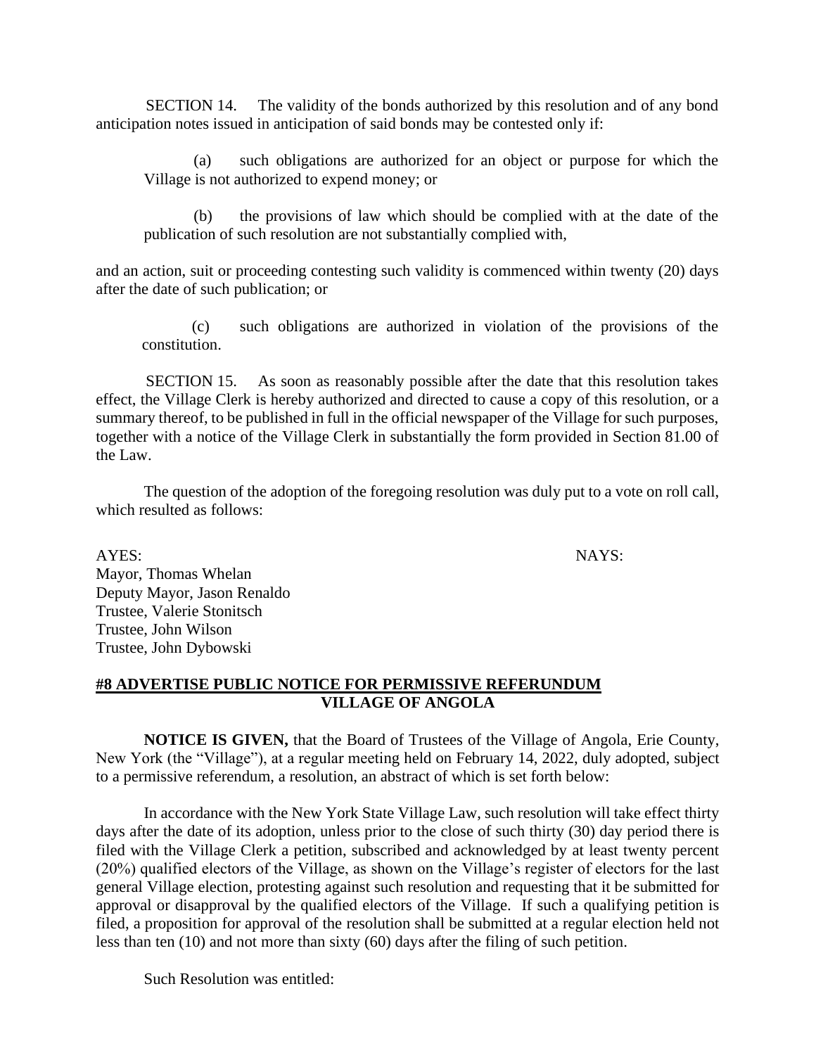SECTION 14. The validity of the bonds authorized by this resolution and of any bond anticipation notes issued in anticipation of said bonds may be contested only if:

(a) such obligations are authorized for an object or purpose for which the Village is not authorized to expend money; or

(b) the provisions of law which should be complied with at the date of the publication of such resolution are not substantially complied with,

and an action, suit or proceeding contesting such validity is commenced within twenty (20) days after the date of such publication; or

(c) such obligations are authorized in violation of the provisions of the constitution.

SECTION 15. As soon as reasonably possible after the date that this resolution takes effect, the Village Clerk is hereby authorized and directed to cause a copy of this resolution, or a summary thereof, to be published in full in the official newspaper of the Village for such purposes, together with a notice of the Village Clerk in substantially the form provided in Section 81.00 of the Law.

The question of the adoption of the foregoing resolution was duly put to a vote on roll call, which resulted as follows:

| AYES: | NAYS: |
|---|---|
| Mayor, Thomas Whelan | |
| Deputy Mayor, Jason Renaldo | |
| Trustee, Valerie Stonitsch | |
| Trustee, John Wilson | |
| Trustee, John Dybowski | |

## #8 ADVERTISE PUBLIC NOTICE FOR PERMISSIVE REFERENDUM VILLAGE OF ANGOLA

**NOTICE IS GIVEN,** that the Board of Trustees of the Village of Angola, Erie County, New York (the "Village"), at a regular meeting held on February 14, 2022, duly adopted, subject to a permissive referendum, a resolution, an abstract of which is set forth below:

In accordance with the New York State Village Law, such resolution will take effect thirty days after the date of its adoption, unless prior to the close of such thirty (30) day period there is filed with the Village Clerk a petition, subscribed and acknowledged by at least twenty percent (20%) qualified electors of the Village, as shown on the Village's register of electors for the last general Village election, protesting against such resolution and requesting that it be submitted for approval or disapproval by the qualified electors of the Village. If such a qualifying petition is filed, a proposition for approval of the resolution shall be submitted at a regular election held not less than ten (10) and not more than sixty (60) days after the filing of such petition.

Such Resolution was entitled: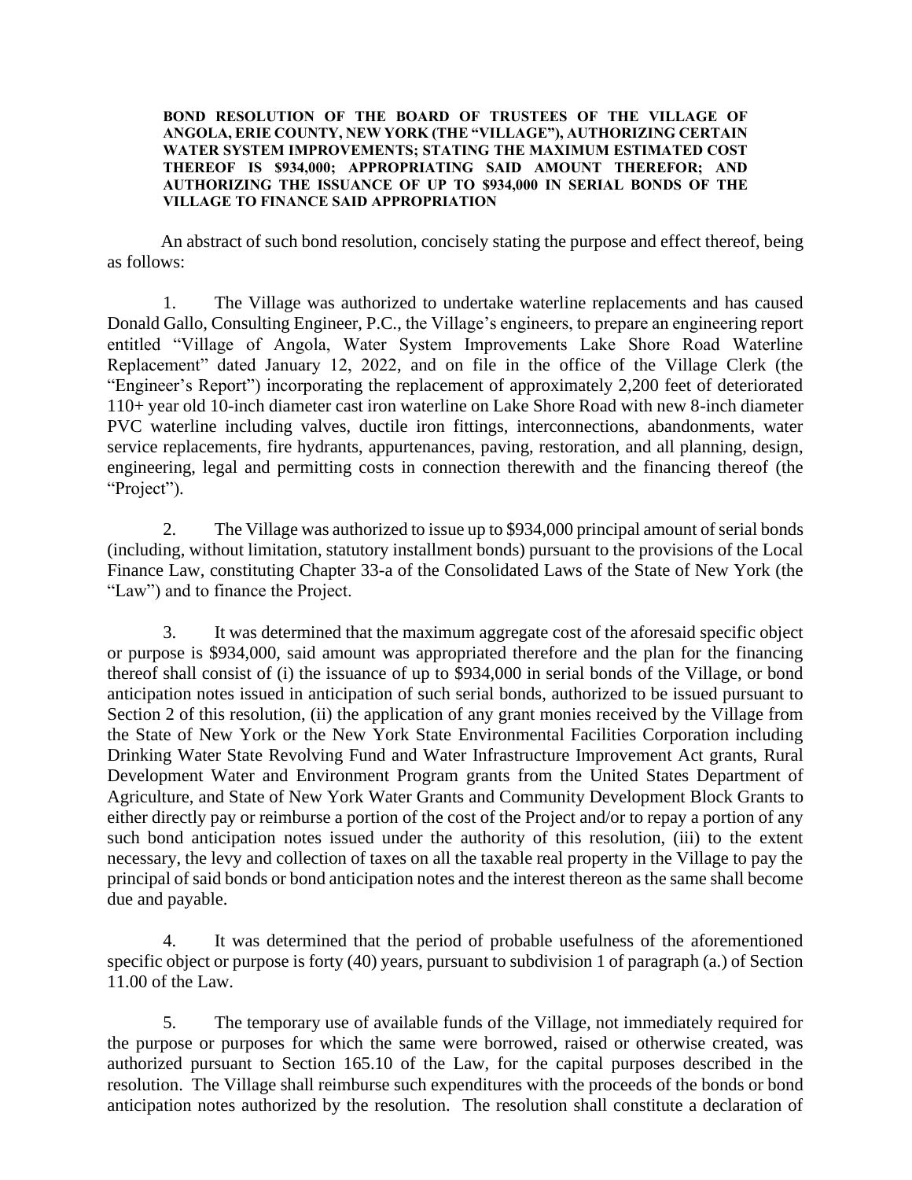**BOND RESOLUTION OF THE BOARD OF TRUSTEES OF THE VILLAGE OF ANGOLA, ERIE COUNTY, NEW YORK (THE "VILLAGE"), AUTHORIZING CERTAIN WATER SYSTEM IMPROVEMENTS; STATING THE MAXIMUM ESTIMATED COST THEREOF IS $934,000; APPROPRIATING SAID AMOUNT THEREFOR; AND AUTHORIZING THE ISSUANCE OF UP TO $934,000 IN SERIAL BONDS OF THE VILLAGE TO FINANCE SAID APPROPRIATION**

An abstract of such bond resolution, concisely stating the purpose and effect thereof, being as follows:

1. The Village was authorized to undertake waterline replacements and has caused Donald Gallo, Consulting Engineer, P.C., the Village's engineers, to prepare an engineering report entitled "Village of Angola, Water System Improvements Lake Shore Road Waterline Replacement" dated January 12, 2022, and on file in the office of the Village Clerk (the "Engineer's Report") incorporating the replacement of approximately 2,200 feet of deteriorated 110+ year old 10-inch diameter cast iron waterline on Lake Shore Road with new 8-inch diameter PVC waterline including valves, ductile iron fittings, interconnections, abandonments, water service replacements, fire hydrants, appurtenances, paving, restoration, and all planning, design, engineering, legal and permitting costs in connection therewith and the financing thereof (the "Project").

2. The Village was authorized to issue up to $934,000 principal amount of serial bonds (including, without limitation, statutory installment bonds) pursuant to the provisions of the Local Finance Law, constituting Chapter 33-a of the Consolidated Laws of the State of New York (the "Law") and to finance the Project.

3. It was determined that the maximum aggregate cost of the aforesaid specific object or purpose is $934,000, said amount was appropriated therefore and the plan for the financing thereof shall consist of (i) the issuance of up to $934,000 in serial bonds of the Village, or bond anticipation notes issued in anticipation of such serial bonds, authorized to be issued pursuant to Section 2 of this resolution, (ii) the application of any grant monies received by the Village from the State of New York or the New York State Environmental Facilities Corporation including Drinking Water State Revolving Fund and Water Infrastructure Improvement Act grants, Rural Development Water and Environment Program grants from the United States Department of Agriculture, and State of New York Water Grants and Community Development Block Grants to either directly pay or reimburse a portion of the cost of the Project and/or to repay a portion of any such bond anticipation notes issued under the authority of this resolution, (iii) to the extent necessary, the levy and collection of taxes on all the taxable real property in the Village to pay the principal of said bonds or bond anticipation notes and the interest thereon as the same shall become due and payable.

4. It was determined that the period of probable usefulness of the aforementioned specific object or purpose is forty (40) years, pursuant to subdivision 1 of paragraph (a.) of Section 11.00 of the Law.

5. The temporary use of available funds of the Village, not immediately required for the purpose or purposes for which the same were borrowed, raised or otherwise created, was authorized pursuant to Section 165.10 of the Law, for the capital purposes described in the resolution. The Village shall reimburse such expenditures with the proceeds of the bonds or bond anticipation notes authorized by the resolution. The resolution shall constitute a declaration of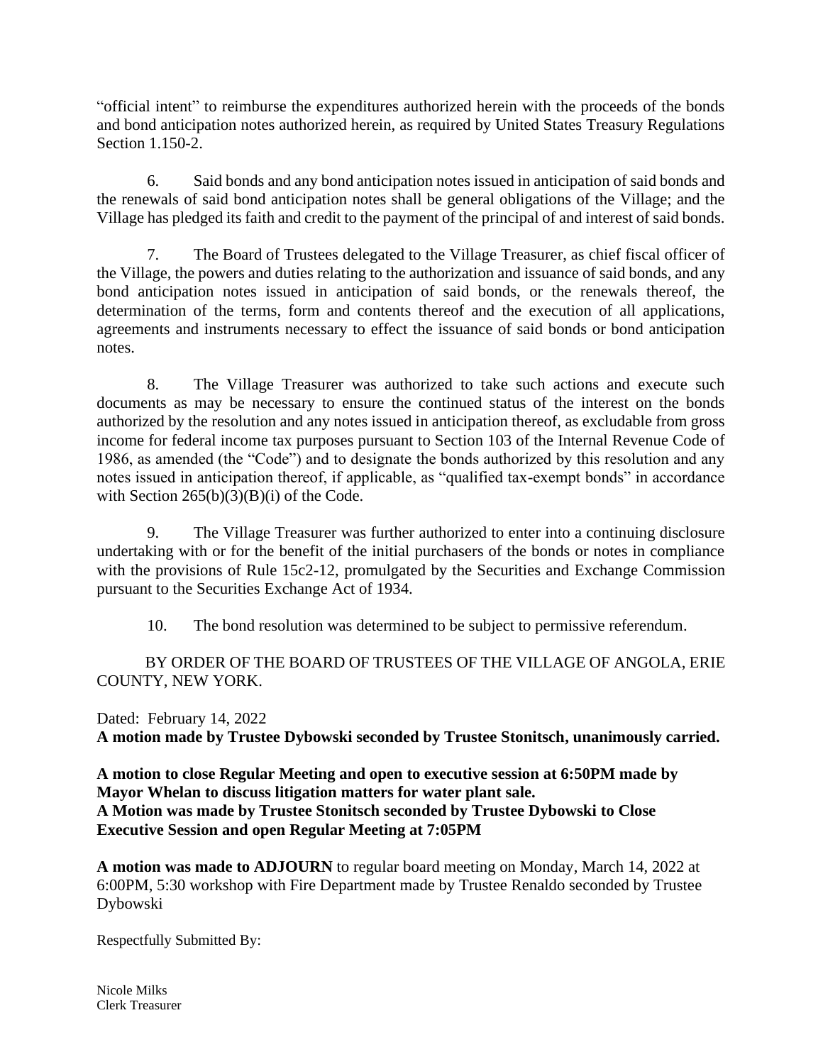"official intent" to reimburse the expenditures authorized herein with the proceeds of the bonds and bond anticipation notes authorized herein, as required by United States Treasury Regulations Section 1.150-2.

6. Said bonds and any bond anticipation notes issued in anticipation of said bonds and the renewals of said bond anticipation notes shall be general obligations of the Village; and the Village has pledged its faith and credit to the payment of the principal of and interest of said bonds.

7. The Board of Trustees delegated to the Village Treasurer, as chief fiscal officer of the Village, the powers and duties relating to the authorization and issuance of said bonds, and any bond anticipation notes issued in anticipation of said bonds, or the renewals thereof, the determination of the terms, form and contents thereof and the execution of all applications, agreements and instruments necessary to effect the issuance of said bonds or bond anticipation notes.

8. The Village Treasurer was authorized to take such actions and execute such documents as may be necessary to ensure the continued status of the interest on the bonds authorized by the resolution and any notes issued in anticipation thereof, as excludable from gross income for federal income tax purposes pursuant to Section 103 of the Internal Revenue Code of 1986, as amended (the "Code") and to designate the bonds authorized by this resolution and any notes issued in anticipation thereof, if applicable, as "qualified tax-exempt bonds" in accordance with Section 265(b)(3)(B)(i) of the Code.

9. The Village Treasurer was further authorized to enter into a continuing disclosure undertaking with or for the benefit of the initial purchasers of the bonds or notes in compliance with the provisions of Rule 15c2-12, promulgated by the Securities and Exchange Commission pursuant to the Securities Exchange Act of 1934.

10. The bond resolution was determined to be subject to permissive referendum.

BY ORDER OF THE BOARD OF TRUSTEES OF THE VILLAGE OF ANGOLA, ERIE COUNTY, NEW YORK.

Dated: February 14, 2022
**A motion made by Trustee Dybowski seconded by Trustee Stonitsch, unanimously carried.**

**A motion to close Regular Meeting and open to executive session at 6:50PM made by Mayor Whelan to discuss litigation matters for water plant sale.**
**A Motion was made by Trustee Stonitsch seconded by Trustee Dybowski to Close Executive Session and open Regular Meeting at 7:05PM**

**A motion was made to ADJOURN** to regular board meeting on Monday, March 14, 2022 at 6:00PM, 5:30 workshop with Fire Department made by Trustee Renaldo seconded by Trustee Dybowski

Respectfully Submitted By:

Nicole Milks
Clerk Treasurer